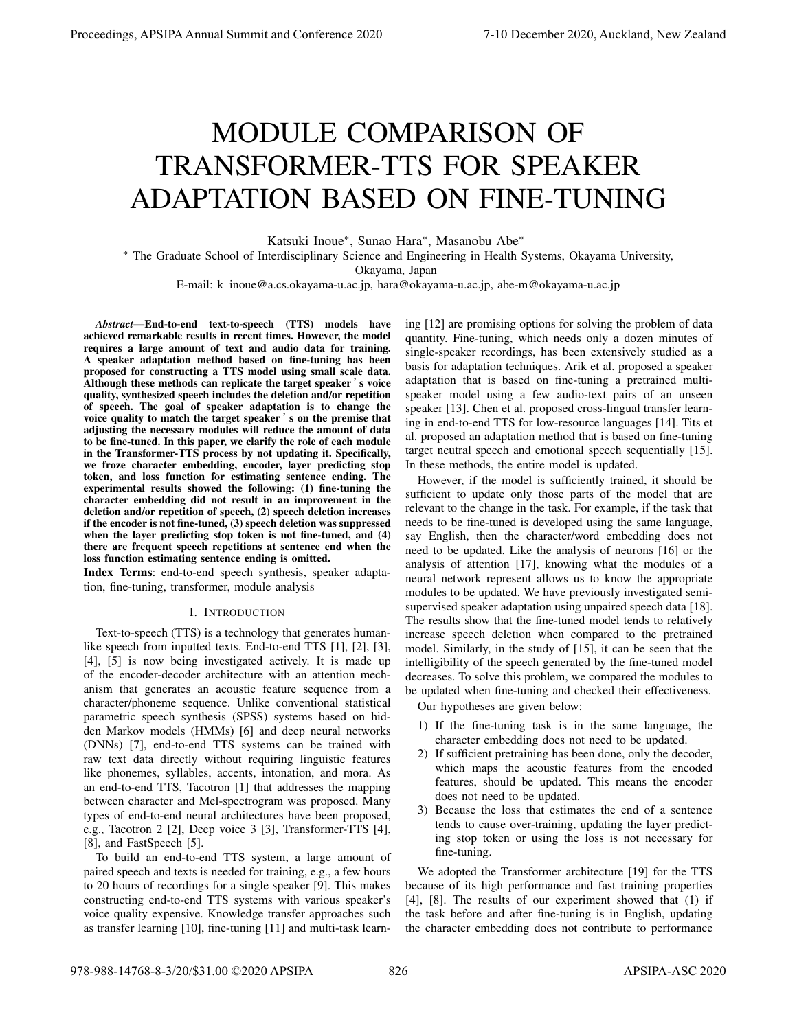# MODULE COMPARISON OF TRANSFORMER-TTS FOR SPEAKER ADAPTATION BASED ON FINE-TUNING

Katsuki Inoue*, Sunao Hara*, Masanobu Abe*

* The Graduate School of Interdisciplinary Science and Engineering in Health Systems, Okayama University, Okayama, Japan

E-mail: k_inoue@a.cs.okayama-u.ac.jp, hara@okayama-u.ac.jp, abe-m@okayama-u.ac.jp

***Abstract*—End-to-end text-to-speech (TTS) models have achieved remarkable results in recent times. However, the model requires a large amount of text and audio data for training. A speaker adaptation method based on fine-tuning has been proposed for constructing a TTS model using small scale data. Although these methods can replicate the target speaker's voice quality, synthesized speech includes the deletion and/or repetition of speech. The goal of speaker adaptation is to change the voice quality to match the target speaker's on the premise that adjusting the necessary modules will reduce the amount of data to be fine-tuned. In this paper, we clarify the role of each module in the Transformer-TTS process by not updating it. Specifically, we froze character embedding, encoder, layer predicting stop token, and loss function for estimating sentence ending. The experimental results showed the following: (1) fine-tuning the character embedding did not result in an improvement in the deletion and/or repetition of speech, (2) speech deletion increases if the encoder is not fine-tuned, (3) speech deletion was suppressed when the layer predicting stop token is not fine-tuned, and (4) there are frequent speech repetitions at sentence end when the loss function estimating sentence ending is omitted.**

**Index Terms**: end-to-end speech synthesis, speaker adaptation, fine-tuning, transformer, module analysis

## I. Introduction

Text-to-speech (TTS) is a technology that generates human-like speech from inputted texts. End-to-end TTS [1], [2], [3], [4], [5] is now being investigated actively. It is made up of the encoder-decoder architecture with an attention mechanism that generates an acoustic feature sequence from a character/phoneme sequence. Unlike conventional statistical parametric speech synthesis (SPSS) systems based on hidden Markov models (HMMs) [6] and deep neural networks (DNNs) [7], end-to-end TTS systems can be trained with raw text data directly without requiring linguistic features like phonemes, syllables, accents, intonation, and mora. As an end-to-end TTS, Tacotron [1] that addresses the mapping between character and Mel-spectrogram was proposed. Many types of end-to-end neural architectures have been proposed, e.g., Tacotron 2 [2], Deep voice 3 [3], Transformer-TTS [4], [8], and FastSpeech [5].

To build an end-to-end TTS system, a large amount of paired speech and texts is needed for training, e.g., a few hours to 20 hours of recordings for a single speaker [9]. This makes constructing end-to-end TTS systems with various speaker's voice quality expensive. Knowledge transfer approaches such as transfer learning [10], fine-tuning [11] and multi-task learning [12] are promising options for solving the problem of data quantity. Fine-tuning, which needs only a dozen minutes of single-speaker recordings, has been extensively studied as a basis for adaptation techniques. Arik et al. proposed a speaker adaptation that is based on fine-tuning a pretrained multi-speaker model using a few audio-text pairs of an unseen speaker [13]. Chen et al. proposed cross-lingual transfer learning in end-to-end TTS for low-resource languages [14]. Tits et al. proposed an adaptation method that is based on fine-tuning target neutral speech and emotional speech sequentially [15]. In these methods, the entire model is updated.

However, if the model is sufficiently trained, it should be sufficient to update only those parts of the model that are relevant to the change in the task. For example, if the task that needs to be fine-tuned is developed using the same language, say English, then the character/word embedding does not need to be updated. Like the analysis of neurons [16] or the analysis of attention [17], knowing what the modules of a neural network represent allows us to know the appropriate modules to be updated. We have previously investigated semi-supervised speaker adaptation using unpaired speech data [18]. The results show that the fine-tuned model tends to relatively increase speech deletion when compared to the pretrained model. Similarly, in the study of [15], it can be seen that the intelligibility of the speech generated by the fine-tuned model decreases. To solve this problem, we compared the modules to be updated when fine-tuning and checked their effectiveness.

Our hypotheses are given below:

1) If the fine-tuning task is in the same language, the character embedding does not need to be updated.
2) If sufficient pretraining has been done, only the decoder, which maps the acoustic features from the encoded features, should be updated. This means the encoder does not need to be updated.
3) Because the loss that estimates the end of a sentence tends to cause over-training, updating the layer predicting stop token or using the loss is not necessary for fine-tuning.

We adopted the Transformer architecture [19] for the TTS because of its high performance and fast training properties [4], [8]. The results of our experiment showed that (1) if the task before and after fine-tuning is in English, updating the character embedding does not contribute to performance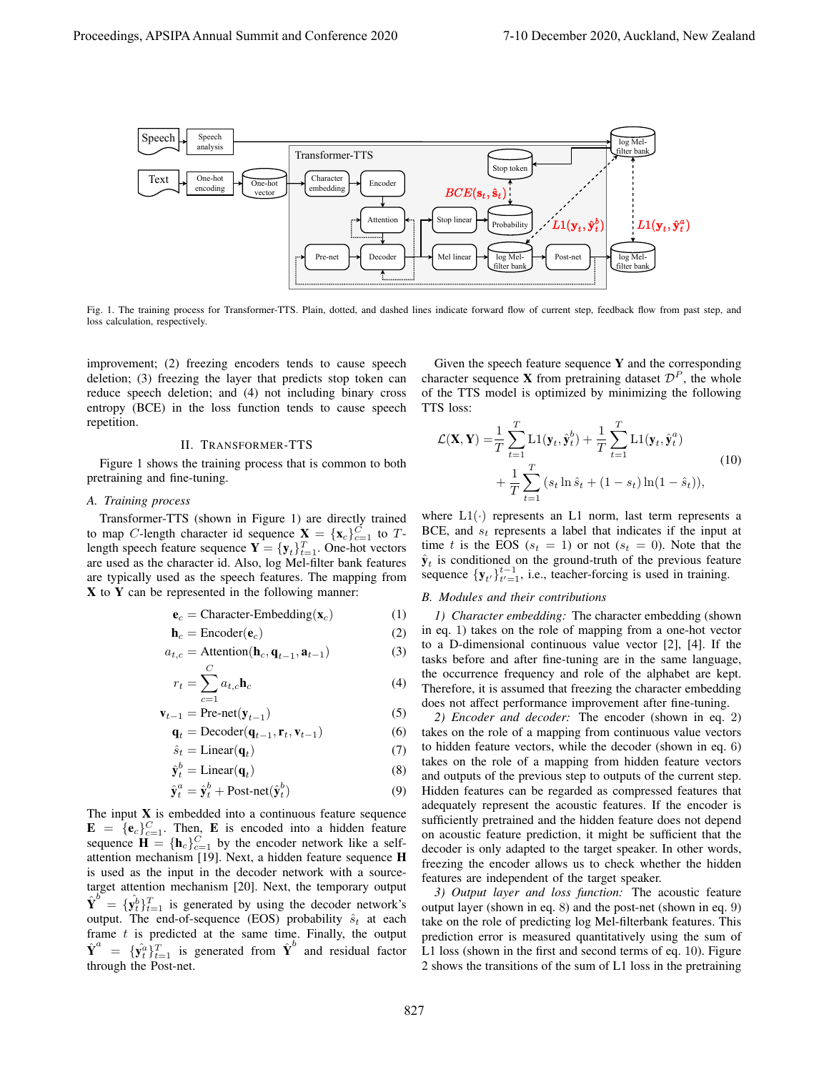Fig. 1. The training process for Transformer-TTS. Plain, dotted, and dashed lines indicate forward flow of current step, feedback flow from past step, and loss calculation, respectively.

improvement; (2) freezing encoders tends to cause speech deletion; (3) freezing the layer that predicts stop token can reduce speech deletion; and (4) not including binary cross entropy (BCE) in the loss function tends to cause speech repetition.

## II. Transformer-TTS

Figure 1 shows the training process that is common to both pretraining and fine-tuning.

### A. Training process

Transformer-TTS (shown in Figure 1) are directly trained to map $C$-length character id sequence $\mathbf{X} = \{\mathbf{x}_c\}_{c=1}^{C}$ to $T$-length speech feature sequence $\mathbf{Y} = \{\mathbf{y}_t\}_{t=1}^{T}$. One-hot vectors are used as the character id. Also, log Mel-filter bank features are typically used as the speech features. The mapping from $\mathbf{X}$ to $\mathbf{Y}$ can be represented in the following manner:

$$\mathbf{e}_c = \text{Character-Embedding}(\mathbf{x}_c) \tag{1}$$

$$\mathbf{h}_c = \text{Encoder}(\mathbf{e}_c) \tag{2}$$

$$a_{t,c} = \text{Attention}(\mathbf{h}_c, \mathbf{q}_{t-1}, \mathbf{a}_{t-1}) \tag{3}$$

$$r_t = \sum_{c=1}^{C} a_{t,c}\mathbf{h}_c \tag{4}$$

$$\mathbf{v}_{t-1} = \text{Pre-net}(\mathbf{y}_{t-1}) \tag{5}$$

$$\mathbf{q}_t = \text{Decoder}(\mathbf{q}_{t-1}, \mathbf{r}_t, \mathbf{v}_{t-1}) \tag{6}$$

$$\hat{s}_t = \text{Linear}(\mathbf{q}_t) \tag{7}$$

$$\hat{\mathbf{y}}_t^b = \text{Linear}(\mathbf{q}_t) \tag{8}$$

$$\hat{\mathbf{y}}_t^a = \hat{\mathbf{y}}_t^b + \text{Post-net}(\hat{\mathbf{y}}_t^b) \tag{9}$$

The input $\mathbf{X}$ is embedded into a continuous feature sequence $\mathbf{E} = \{\mathbf{e}_c\}_{c=1}^{C}$. Then, $\mathbf{E}$ is encoded into a hidden feature sequence $\mathbf{H} = \{\mathbf{h}_c\}_{c=1}^{C}$ by the encoder network like a self-attention mechanism [19]. Next, a hidden feature sequence $\mathbf{H}$ is used as the input in the decoder network with a source-target attention mechanism [20]. Next, the temporary output $\hat{\mathbf{Y}}^b = \{\hat{\mathbf{y}}_t^b\}_{t=1}^{T}$ is generated by using the decoder network's output. The end-of-sequence (EOS) probability $\hat{s}_t$ at each frame $t$ is predicted at the same time. Finally, the output $\hat{\mathbf{Y}}^a = \{\hat{\mathbf{y}}_t^a\}_{t=1}^{T}$ is generated from $\hat{\mathbf{Y}}^b$ and residual factor through the Post-net.

Given the speech feature sequence $\mathbf{Y}$ and the corresponding character sequence $\mathbf{X}$ from pretraining dataset $\mathcal{D}^P$, the whole of the TTS model is optimized by minimizing the following TTS loss:

$$\begin{aligned}\mathcal{L}(\mathbf{X}, \mathbf{Y}) = &\frac{1}{T}\sum_{t=1}^{T}\text{L1}(\mathbf{y}_t, \hat{\mathbf{y}}_t^b) + \frac{1}{T}\sum_{t=1}^{T}\text{L1}(\mathbf{y}_t, \hat{\mathbf{y}}_t^a) \\ &+ \frac{1}{T}\sum_{t=1}^{T}(s_t \ln \hat{s}_t + (1 - s_t)\ln(1 - \hat{s}_t)),\end{aligned} \tag{10}$$

where $\text{L1}(\cdot)$ represents an L1 norm, last term represents a BCE, and $s_t$ represents a label that indicates if the input at time $t$ is the EOS ($s_t = 1$) or not ($s_t = 0$). Note that the $\hat{\mathbf{y}}_t$ is conditioned on the ground-truth of the previous feature sequence $\{\mathbf{y}_{t'}\}_{t'=1}^{t-1}$, i.e., teacher-forcing is used in training.

### B. Modules and their contributions

*1) Character embedding:* The character embedding (shown in eq. 1) takes on the role of mapping from a one-hot vector to a D-dimensional continuous value vector [2], [4]. If the tasks before and after fine-tuning are in the same language, the occurrence frequency and role of the alphabet are kept. Therefore, it is assumed that freezing the character embedding does not affect performance improvement after fine-tuning.

*2) Encoder and decoder:* The encoder (shown in eq. 2) takes on the role of a mapping from continuous value vectors to hidden feature vectors, while the decoder (shown in eq. 6) takes on the role of a mapping from hidden feature vectors and outputs of the previous step to outputs of the current step. Hidden features can be regarded as compressed features that adequately represent the acoustic features. If the encoder is sufficiently pretrained and the hidden feature does not depend on acoustic feature prediction, it might be sufficient that the decoder is only adapted to the target speaker. In other words, freezing the encoder allows us to check whether the hidden features are independent of the target speaker.

*3) Output layer and loss function:* The acoustic feature output layer (shown in eq. 8) and the post-net (shown in eq. 9) take on the role of predicting log Mel-filterbank features. This prediction error is measured quantitatively using the sum of L1 loss (shown in the first and second terms of eq. 10). Figure 2 shows the transitions of the sum of L1 loss in the pretraining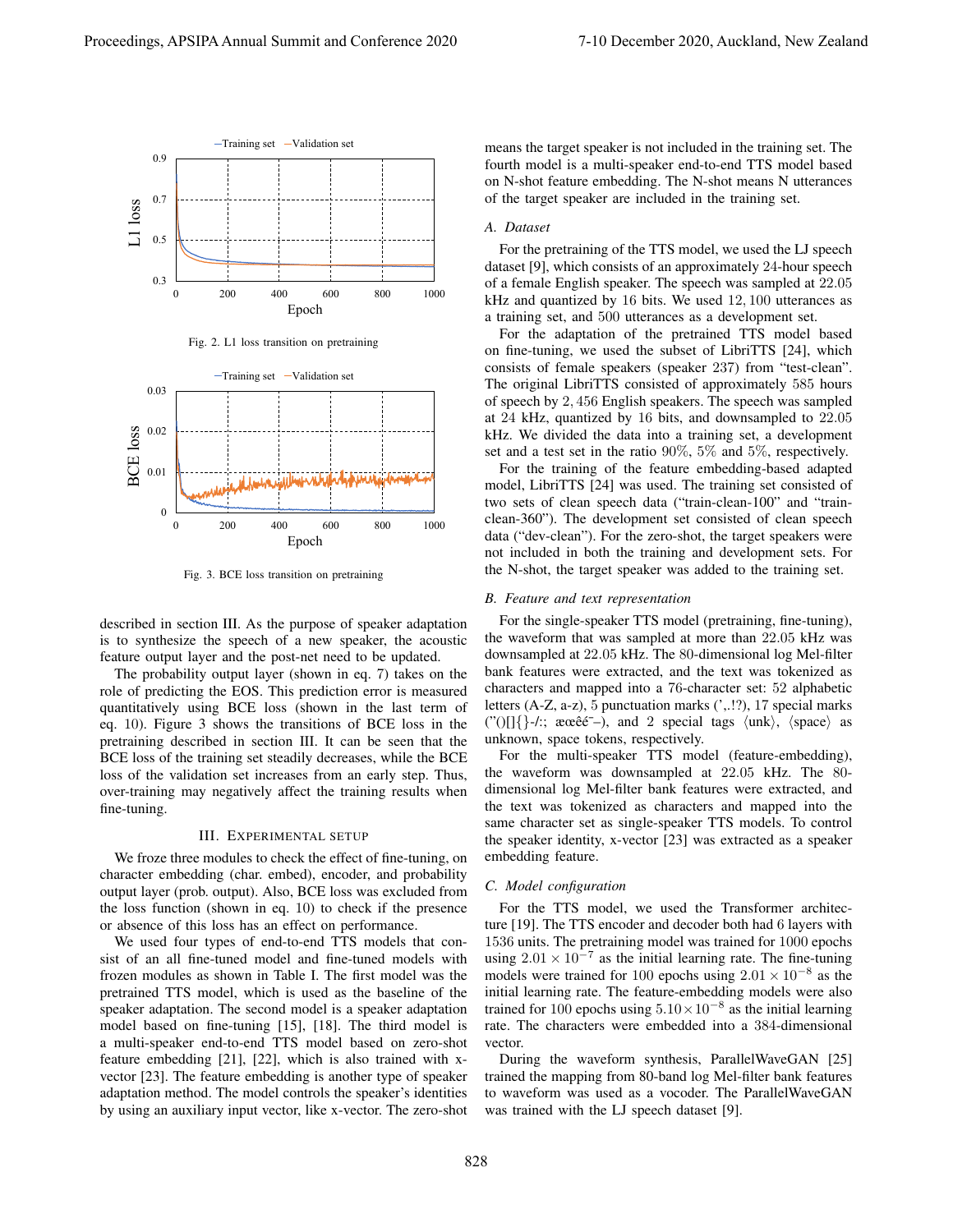Fig. 2. L1 loss transition on pretraining

Fig. 3. BCE loss transition on pretraining

described in section III. As the purpose of speaker adaptation is to synthesize the speech of a new speaker, the acoustic feature output layer and the post-net need to be updated.

The probability output layer (shown in eq. 7) takes on the role of predicting the EOS. This prediction error is measured quantitatively using BCE loss (shown in the last term of eq. 10). Figure 3 shows the transitions of BCE loss in the pretraining described in section III. It can be seen that the BCE loss of the training set steadily decreases, while the BCE loss of the validation set increases from an early step. Thus, over-training may negatively affect the training results when fine-tuning.

## III. Experimental Setup

We froze three modules to check the effect of fine-tuning, on character embedding (char. embed), encoder, and probability output layer (prob. output). Also, BCE loss was excluded from the loss function (shown in eq. 10) to check if the presence or absence of this loss has an effect on performance.

We used four types of end-to-end TTS models that consist of an all fine-tuned model and fine-tuned models with frozen modules as shown in Table I. The first model was the pretrained TTS model, which is used as the baseline of the speaker adaptation. The second model is a speaker adaptation model based on fine-tuning [15], [18]. The third model is a multi-speaker end-to-end TTS model based on zero-shot feature embedding [21], [22], which is also trained with x-vector [23]. The feature embedding is another type of speaker adaptation method. The model controls the speaker's identities by using an auxiliary input vector, like x-vector. The zero-shot means the target speaker is not included in the training set. The fourth model is a multi-speaker end-to-end TTS model based on N-shot feature embedding. The N-shot means N utterances of the target speaker are included in the training set.

### A. Dataset

For the pretraining of the TTS model, we used the LJ speech dataset [9], which consists of an approximately 24-hour speech of a female English speaker. The speech was sampled at 22.05 kHz and quantized by 16 bits. We used 12,100 utterances as a training set, and 500 utterances as a development set.

For the adaptation of the pretrained TTS model based on fine-tuning, we used the subset of LibriTTS [24], which consists of female speakers (speaker 237) from "test-clean". The original LibriTTS consisted of approximately 585 hours of speech by 2,456 English speakers. The speech was sampled at 24 kHz, quantized by 16 bits, and downsampled to 22.05 kHz. We divided the data into a training set, a development set and a test set in the ratio 90%, 5% and 5%, respectively.

For the training of the feature embedding-based adapted model, LibriTTS [24] was used. The training set consisted of two sets of clean speech data ("train-clean-100" and "train-clean-360"). The development set consisted of clean speech data ("dev-clean"). For the zero-shot, the target speakers were not included in both the training and development sets. For the N-shot, the target speaker was added to the training set.

### B. Feature and text representation

For the single-speaker TTS model (pretraining, fine-tuning), the waveform that was sampled at more than 22.05 kHz was downsampled at 22.05 kHz. The 80-dimensional log Mel-filter bank features were extracted, and the text was tokenized as characters and mapped into a 76-character set: 52 alphabetic letters (A-Z, a-z), 5 punctuation marks (',.!?), 17 special marks ("()[]{}-/:; æœêé¯–), and 2 special tags ⟨unk⟩, ⟨space⟩ as unknown, space tokens, respectively.

For the multi-speaker TTS model (feature-embedding), the waveform was downsampled at 22.05 kHz. The 80-dimensional log Mel-filter bank features were extracted, and the text was tokenized as characters and mapped into the same character set as single-speaker TTS models. To control the speaker identity, x-vector [23] was extracted as a speaker embedding feature.

### C. Model configuration

For the TTS model, we used the Transformer architecture [19]. The TTS encoder and decoder both had 6 layers with 1536 units. The pretraining model was trained for 1000 epochs using $2.01 \times 10^{-7}$ as the initial learning rate. The fine-tuning models were trained for 100 epochs using $2.01 \times 10^{-8}$ as the initial learning rate. The feature-embedding models were also trained for 100 epochs using $5.10 \times 10^{-8}$ as the initial learning rate. The characters were embedded into a 384-dimensional vector.

During the waveform synthesis, ParallelWaveGAN [25] trained the mapping from 80-band log Mel-filter bank features to waveform was used as a vocoder. The ParallelWaveGAN was trained with the LJ speech dataset [9].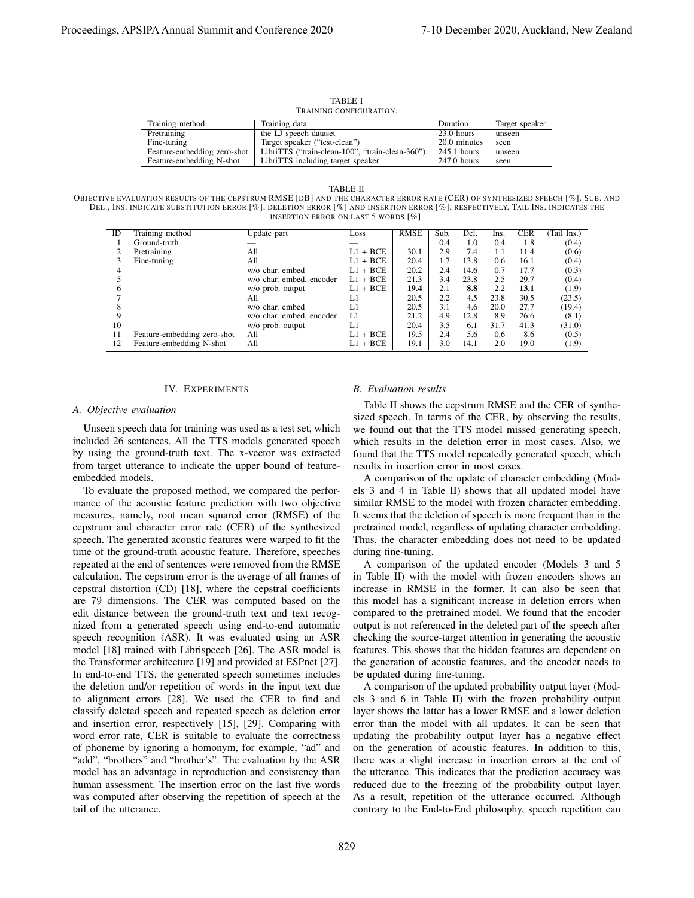TABLE I
TRAINING CONFIGURATION.

| Training method | Training data | Duration | Target speaker |
|---|---|---|---|
| Pretraining | the LJ speech dataset | 23.0 hours | unseen |
| Fine-tuning | Target speaker ("test-clean") | 20.0 minutes | seen |
| Feature-embedding zero-shot | LibriTTS ("train-clean-100", "train-clean-360") | 245.1 hours | unseen |
| Feature-embedding N-shot | LibriTTS including target speaker | 247.0 hours | seen |

TABLE II
OBJECTIVE EVALUATION RESULTS OF THE CEPSTRUM RMSE [DB] AND THE CHARACTER ERROR RATE (CER) OF SYNTHESIZED SPEECH [%]. SUB. AND DEL., INS. INDICATE SUBSTITUTION ERROR [%], DELETION ERROR [%] AND INSERTION ERROR [%], RESPECTIVELY. TAIL INS. INDICATES THE INSERTION ERROR ON LAST 5 WORDS [%].

| ID | Training method | Update part | Loss | RMSE | Sub. | Del. | Ins. | CER | (Tail Ins.) |
|---|---|---|---|---|---|---|---|---|---|
| 1 | Ground-truth | — | — | | 0.4 | 1.0 | 0.4 | 1.8 | (0.4) |
| 2 | Pretraining | All | L1 + BCE | 30.1 | 2.9 | 7.4 | 1.1 | 11.4 | (0.6) |
| 3 | Fine-tuning | All | L1 + BCE | 20.4 | 1.7 | 13.8 | 0.6 | 16.1 | (0.4) |
| 4 | | w/o char. embed | L1 + BCE | 20.2 | 2.4 | 14.6 | 0.7 | 17.7 | (0.3) |
| 5 | | w/o char. embed, encoder | L1 + BCE | 21.3 | 3.4 | 23.8 | 2.5 | 29.7 | (0.4) |
| 6 | | w/o prob. output | L1 + BCE | **19.4** | 2.1 | **8.8** | 2.2 | **13.1** | (1.9) |
| 7 | | All | L1 | 20.5 | 2.2 | 4.5 | 23.8 | 30.5 | (23.5) |
| 8 | | w/o char. embed | L1 | 20.5 | 3.1 | 4.6 | 20.0 | 27.7 | (19.4) |
| 9 | | w/o char. embed, encoder | L1 | 21.2 | 4.9 | 12.8 | 8.9 | 26.6 | (8.1) |
| 10 | | w/o prob. output | L1 | 20.4 | 3.5 | 6.1 | 31.7 | 41.3 | (31.0) |
| 11 | Feature-embedding zero-shot | All | L1 + BCE | 19.5 | 2.4 | 5.6 | 0.6 | 8.6 | (0.5) |
| 12 | Feature-embedding N-shot | All | L1 + BCE | 19.1 | 3.0 | 14.1 | 2.0 | 19.0 | (1.9) |

## IV. EXPERIMENTS

### A. Objective evaluation

Unseen speech data for training was used as a test set, which included 26 sentences. All the TTS models generated speech by using the ground-truth text. The x-vector was extracted from target utterance to indicate the upper bound of feature-embedded models.

To evaluate the proposed method, we compared the performance of the acoustic feature prediction with two objective measures, namely, root mean squared error (RMSE) of the cepstrum and character error rate (CER) of the synthesized speech. The generated acoustic features were warped to fit the time of the ground-truth acoustic feature. Therefore, speeches repeated at the end of sentences were removed from the RMSE calculation. The cepstrum error is the average of all frames of cepstral distortion (CD) [18], where the cepstral coefficients are 79 dimensions. The CER was computed based on the edit distance between the ground-truth text and text recognized from a generated speech using end-to-end automatic speech recognition (ASR). It was evaluated using an ASR model [18] trained with Librispeech [26]. The ASR model is the Transformer architecture [19] and provided at ESPnet [27]. In end-to-end TTS, the generated speech sometimes includes the deletion and/or repetition of words in the input text due to alignment errors [28]. We used the CER to find and classify deleted speech and repeated speech as deletion error and insertion error, respectively [15], [29]. Comparing with word error rate, CER is suitable to evaluate the correctness of phoneme by ignoring a homonym, for example, "ad" and "add", "brothers" and "brother's". The evaluation by the ASR model has an advantage in reproduction and consistency than human assessment. The insertion error on the last five words was computed after observing the repetition of speech at the tail of the utterance.

### B. Evaluation results

Table II shows the cepstrum RMSE and the CER of synthesized speech. In terms of the CER, by observing the results, we found out that the TTS model missed generating speech, which results in the deletion error in most cases. Also, we found that the TTS model repeatedly generated speech, which results in insertion error in most cases.

A comparison of the update of character embedding (Models 3 and 4 in Table II) shows that all updated model have similar RMSE to the model with frozen character embedding. It seems that the deletion of speech is more frequent than in the pretrained model, regardless of updating character embedding. Thus, the character embedding does not need to be updated during fine-tuning.

A comparison of the updated encoder (Models 3 and 5 in Table II) with the model with frozen encoders shows an increase in RMSE in the former. It can also be seen that this model has a significant increase in deletion errors when compared to the pretrained model. We found that the encoder output is not referenced in the deleted part of the speech after checking the source-target attention in generating the acoustic features. This shows that the hidden features are dependent on the generation of acoustic features, and the encoder needs to be updated during fine-tuning.

A comparison of the updated probability output layer (Models 3 and 6 in Table II) with the frozen probability output layer shows the latter has a lower RMSE and a lower deletion error than the model with all updates. It can be seen that updating the probability output layer has a negative effect on the generation of acoustic features. In addition to this, there was a slight increase in insertion errors at the end of the utterance. This indicates that the prediction accuracy was reduced due to the freezing of the probability output layer. As a result, repetition of the utterance occurred. Although contrary to the End-to-End philosophy, speech repetition can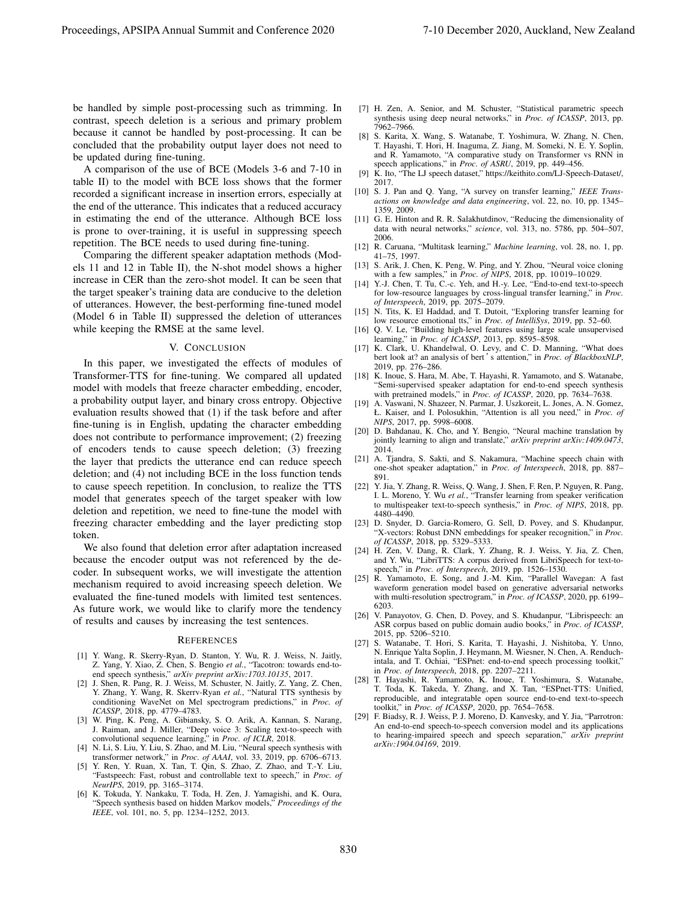be handled by simple post-processing such as trimming. In contrast, speech deletion is a serious and primary problem because it cannot be handled by post-processing. It can be concluded that the probability output layer does not need to be updated during fine-tuning.

A comparison of the use of BCE (Models 3-6 and 7-10 in table II) to the model with BCE loss shows that the former recorded a significant increase in insertion errors, especially at the end of the utterance. This indicates that a reduced accuracy in estimating the end of the utterance. Although BCE loss is prone to over-training, it is useful in suppressing speech repetition. The BCE needs to used during fine-tuning.

Comparing the different speaker adaptation methods (Models 11 and 12 in Table II), the N-shot model shows a higher increase in CER than the zero-shot model. It can be seen that the target speaker's training data are conducive to the deletion of utterances. However, the best-performing fine-tuned model (Model 6 in Table II) suppressed the deletion of utterances while keeping the RMSE at the same level.

## V. Conclusion

In this paper, we investigated the effects of modules of Transformer-TTS for fine-tuning. We compared all updated model with models that freeze character embedding, encoder, a probability output layer, and binary cross entropy. Objective evaluation results showed that (1) if the task before and after fine-tuning is in English, updating the character embedding does not contribute to performance improvement; (2) freezing of encoders tends to cause speech deletion; (3) freezing the layer that predicts the utterance end can reduce speech deletion; and (4) not including BCE in the loss function tends to cause speech repetition. In conclusion, to realize the TTS model that generates speech of the target speaker with low deletion and repetition, we need to fine-tune the model with freezing character embedding and the layer predicting stop token.

We also found that deletion error after adaptation increased because the encoder output was not referenced by the decoder. In subsequent works, we will investigate the attention mechanism required to avoid increasing speech deletion. We evaluated the fine-tuned models with limited test sentences. As future work, we would like to clarify more the tendency of results and causes by increasing the test sentences.

## References

[1] Y. Wang, R. Skerry-Ryan, D. Stanton, Y. Wu, R. J. Weiss, N. Jaitly, Z. Yang, Y. Xiao, Z. Chen, S. Bengio *et al.*, "Tacotron: towards end-to-end speech synthesis," *arXiv preprint arXiv:1703.10135*, 2017.

[2] J. Shen, R. Pang, R. J. Weiss, M. Schuster, N. Jaitly, Z. Yang, Z. Chen, Y. Zhang, Y. Wang, R. Skerrv-Ryan *et al.*, "Natural TTS synthesis by conditioning WaveNet on Mel spectrogram predictions," in *Proc. of ICASSP*, 2018, pp. 4779–4783.

[3] W. Ping, K. Peng, A. Gibiansky, S. O. Arik, A. Kannan, S. Narang, J. Raiman, and J. Miller, "Deep voice 3: Scaling text-to-speech with convolutional sequence learning," in *Proc. of ICLR*, 2018.

[4] N. Li, S. Liu, Y. Liu, S. Zhao, and M. Liu, "Neural speech synthesis with transformer network," in *Proc. of AAAI*, vol. 33, 2019, pp. 6706–6713.

[5] Y. Ren, Y. Ruan, X. Tan, T. Qin, S. Zhao, Z. Zhao, and T.-Y. Liu, "Fastspeech: Fast, robust and controllable text to speech," in *Proc. of NeurIPS*, 2019, pp. 3165–3174.

[6] K. Tokuda, Y. Nankaku, T. Toda, H. Zen, J. Yamagishi, and K. Oura, "Speech synthesis based on hidden Markov models," *Proceedings of the IEEE*, vol. 101, no. 5, pp. 1234–1252, 2013.

[7] H. Zen, A. Senior, and M. Schuster, "Statistical parametric speech synthesis using deep neural networks," in *Proc. of ICASSP*, 2013, pp. 7962–7966.

[8] S. Karita, X. Wang, S. Watanabe, T. Yoshimura, W. Zhang, N. Chen, T. Hayashi, T. Hori, H. Inaguma, Z. Jiang, M. Someki, N. E. Y. Soplin, and R. Yamamoto, "A comparative study on Transformer vs RNN in speech applications," in *Proc. of ASRU*, 2019, pp. 449–456.

[9] K. Ito, "The LJ speech dataset," https://keithito.com/LJ-Speech-Dataset/, 2017.

[10] S. J. Pan and Q. Yang, "A survey on transfer learning," *IEEE Transactions on knowledge and data engineering*, vol. 22, no. 10, pp. 1345–1359, 2009.

[11] G. E. Hinton and R. R. Salakhutdinov, "Reducing the dimensionality of data with neural networks," *science*, vol. 313, no. 5786, pp. 504–507, 2006.

[12] R. Caruana, "Multitask learning," *Machine learning*, vol. 28, no. 1, pp. 41–75, 1997.

[13] S. Arik, J. Chen, K. Peng, W. Ping, and Y. Zhou, "Neural voice cloning with a few samples," in *Proc. of NIPS*, 2018, pp. 10 019–10 029.

[14] Y.-J. Chen, T. Tu, C.-c. Yeh, and H.-y. Lee, "End-to-end text-to-speech for low-resource languages by cross-lingual transfer learning," in *Proc. of Interspeech*, 2019, pp. 2075–2079.

[15] N. Tits, K. El Haddad, and T. Dutoit, "Exploring transfer learning for low resource emotional tts," in *Proc. of IntelliSys*, 2019, pp. 52–60.

[16] Q. V. Le, "Building high-level features using large scale unsupervised learning," in *Proc. of ICASSP*, 2013, pp. 8595–8598.

[17] K. Clark, U. Khandelwal, O. Levy, and C. D. Manning, "What does bert look at? an analysis of bert ' s attention," in *Proc. of BlackboxNLP*, 2019, pp. 276–286.

[18] K. Inoue, S. Hara, M. Abe, T. Hayashi, R. Yamamoto, and S. Watanabe, "Semi-supervised speaker adaptation for end-to-end speech synthesis with pretrained models," in *Proc. of ICASSP*, 2020, pp. 7634–7638.

[19] A. Vaswani, N. Shazeer, N. Parmar, J. Uszkoreit, L. Jones, A. N. Gomez, Ł. Kaiser, and I. Polosukhin, "Attention is all you need," in *Proc. of NIPS*, 2017, pp. 5998–6008.

[20] D. Bahdanau, K. Cho, and Y. Bengio, "Neural machine translation by jointly learning to align and translate," *arXiv preprint arXiv:1409.0473*, 2014.

[21] A. Tjandra, S. Sakti, and S. Nakamura, "Machine speech chain with one-shot speaker adaptation," in *Proc. of Interspeech*, 2018, pp. 887–891.

[22] Y. Jia, Y. Zhang, R. Weiss, Q. Wang, J. Shen, F. Ren, P. Nguyen, R. Pang, I. L. Moreno, Y. Wu *et al.*, "Transfer learning from speaker verification to multispeaker text-to-speech synthesis," in *Proc. of NIPS*, 2018, pp. 4480–4490.

[23] D. Snyder, D. Garcia-Romero, G. Sell, D. Povey, and S. Khudanpur, "X-vectors: Robust DNN embeddings for speaker recognition," in *Proc. of ICASSP*, 2018, pp. 5329–5333.

[24] H. Zen, V. Dang, R. Clark, Y. Zhang, R. J. Weiss, Y. Jia, Z. Chen, and Y. Wu, "LibriTTS: A corpus derived from LibriSpeech for text-to-speech," in *Proc. of Interspeech*, 2019, pp. 1526–1530.

[25] R. Yamamoto, E. Song, and J.-M. Kim, "Parallel Wavegan: A fast waveform generation model based on generative adversarial networks with multi-resolution spectrogram," in *Proc. of ICASSP*, 2020, pp. 6199–6203.

[26] V. Panayotov, G. Chen, D. Povey, and S. Khudanpur, "Librispeech: an ASR corpus based on public domain audio books," in *Proc. of ICASSP*, 2015, pp. 5206–5210.

[27] S. Watanabe, T. Hori, S. Karita, T. Hayashi, J. Nishitoba, Y. Unno, N. Enrique Yalta Soplin, J. Heymann, M. Wiesner, N. Chen, A. Renduchintala, and T. Ochiai, "ESPnet: end-to-end speech processing toolkit," in *Proc. of Interspeech*, 2018, pp. 2207–2211.

[28] T. Hayashi, R. Yamamoto, K. Inoue, T. Yoshimura, S. Watanabe, T. Toda, K. Takeda, Y. Zhang, and X. Tan, "ESPnet-TTS: Unified, reproducible, and integratable open source end-to-end text-to-speech toolkit," in *Proc. of ICASSP*, 2020, pp. 7654–7658.

[29] F. Biadsy, R. J. Weiss, P. J. Moreno, D. Kanvesky, and Y. Jia, "Parrotron: An end-to-end speech-to-speech conversion model and its applications to hearing-impaired speech and speech separation," *arXiv preprint arXiv:1904.04169*, 2019.